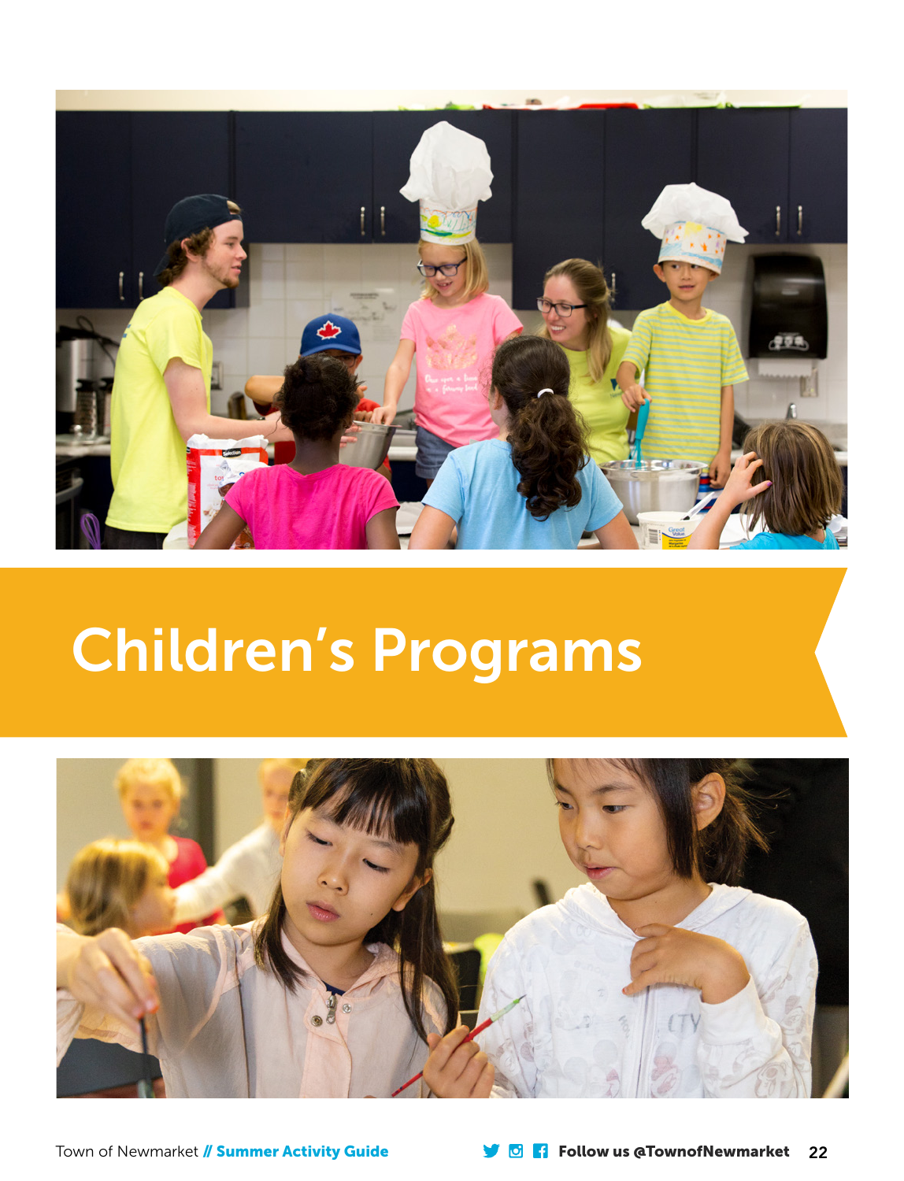# Children's Programs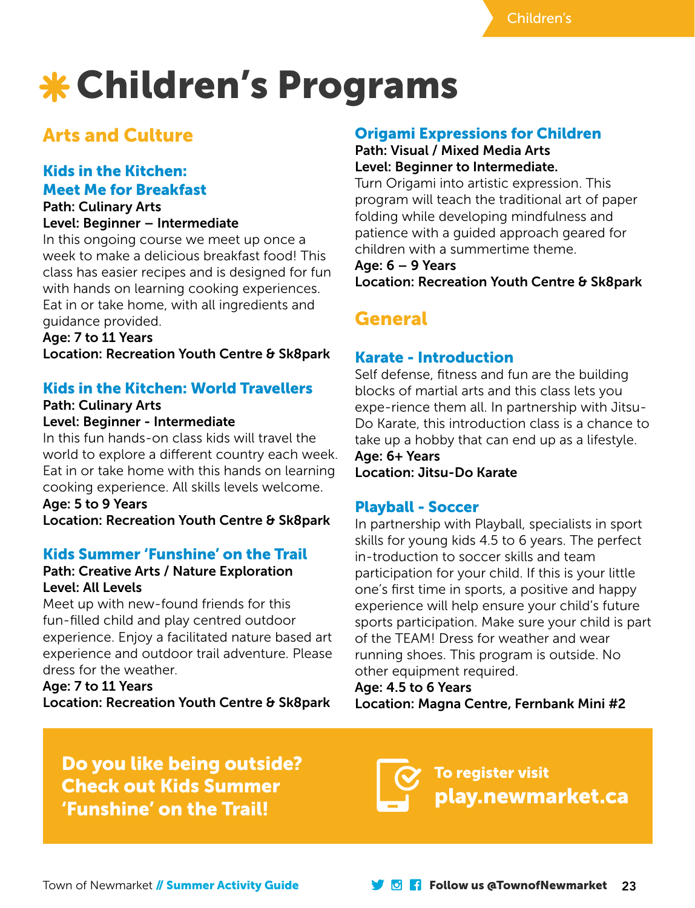# Children's Programs

## Arts and Culture

### Kids in the Kitchen: Meet Me for Breakfast

**Path: Culinary Arts**
**Level: Beginner – Intermediate**
In this ongoing course we meet up once a week to make a delicious breakfast food! This class has easier recipes and is designed for fun with hands on learning cooking experiences. Eat in or take home, with all ingredients and guidance provided.
**Age: 7 to 11 Years**
**Location: Recreation Youth Centre & Sk8park**

### Kids in the Kitchen: World Travellers

**Path: Culinary Arts**
**Level: Beginner - Intermediate**
In this fun hands-on class kids will travel the world to explore a different country each week. Eat in or take home with this hands on learning cooking experience. All skills levels welcome.
**Age: 5 to 9 Years**
**Location: Recreation Youth Centre & Sk8park**

### Kids Summer 'Funshine' on the Trail

**Path: Creative Arts / Nature Exploration**
**Level: All Levels**
Meet up with new-found friends for this fun-filled child and play centred outdoor experience. Enjoy a facilitated nature based art experience and outdoor trail adventure. Please dress for the weather.
**Age: 7 to 11 Years**
**Location: Recreation Youth Centre & Sk8park**

### Origami Expressions for Children

**Path: Visual / Mixed Media Arts**
**Level: Beginner to Intermediate.**
Turn Origami into artistic expression. This program will teach the traditional art of paper folding while developing mindfulness and patience with a guided approach geared for children with a summertime theme.
**Age: 6 – 9 Years**
**Location: Recreation Youth Centre & Sk8park**

## General

### Karate - Introduction

Self defense, fitness and fun are the building blocks of martial arts and this class lets you expe-rience them all. In partnership with Jitsu-Do Karate, this introduction class is a chance to take up a hobby that can end up as a lifestyle.
**Age: 6+ Years**
**Location: Jitsu-Do Karate**

### Playball - Soccer

In partnership with Playball, specialists in sport skills for young kids 4.5 to 6 years. The perfect in-troduction to soccer skills and team participation for your child. If this is your little one's first time in sports, a positive and happy experience will help ensure your child's future sports participation. Make sure your child is part of the TEAM! Dress for weather and wear running shoes. This program is outside. No other equipment required.
**Age: 4.5 to 6 Years**
**Location: Magna Centre, Fernbank Mini #2**

**Do you like being outside? Check out Kids Summer 'Funshine' on the Trail!**

**To register visit play.newmarket.ca**